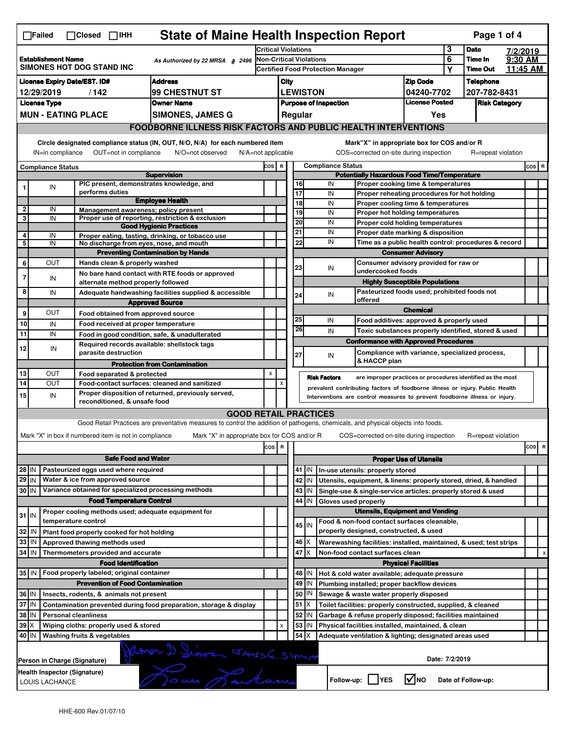☐Failed ☐Closed ☐IHH

# State of Maine Health Inspection Report

| Establishment Name | As Authorized by 22 MRSA § 2496 | Critical Violations | 3 | Date | 7/2/2019 |
|---|---|---|---|---|---|
| SIMONES HOT DOG STAND INC | | Non-Critical Violations | 6 | Time In | 9:30 AM |
| | | Certified Food Protection Manager | Y | Time Out | 11:45 AM |

| License Expiry Date/EST. ID# | Address | City | Zip Code | Telephone |
|---|---|---|---|---|
| 12/29/2019 / 142 | 99 CHESTNUT ST | LEWISTON | 04240-7702 | 207-782-8431 |

| License Type | Owner Name | Purpose of Inspection | License Posted | Risk Category |
|---|---|---|---|---|
| MUN - EATING PLACE | SIMONES, JAMES G | Regular | Yes | |

## FOODBORNE ILLNESS RISK FACTORS AND PUBLIC HEALTH INTERVENTIONS

Circle designated compliance status (IN, OUT, N/O, N/A) for each numbered item. IN=in compliance OUT=not in compliance N/O=not observed N/A=not applicable

Mark "X" in appropriate box for COS and/or R. COS=corrected on-site during inspection R=repeat violation

| # | Compliance Status | Item | COS | R |
|---|---|---|---|---|
| | | **Supervision** | | |
| 1 | IN | PIC present, demonstrates knowledge, and performs duties | | |
| | | **Employee Health** | | |
| 2 | IN | Management awareness; policy present | | |
| 3 | IN | Proper use of reporting, restriction & exclusion | | |
| | | **Good Hygienic Practices** | | |
| 4 | IN | Proper eating, tasting, drinking, or tobacco use | | |
| 5 | IN | No discharge from eyes, nose, and mouth | | |
| | | **Preventing Contamination by Hands** | | |
| 6 | OUT | Hands clean & properly washed | | |
| 7 | IN | No bare hand contact with RTE foods or approved alternate method properly followed | | |
| 8 | IN | Adequate handwashing facilities supplied & accessible | | |
| | | **Approved Source** | | |
| 9 | OUT | Food obtained from approved source | | |
| 10 | IN | Food received at proper temperature | | |
| 11 | IN | Food in good condition, safe, & unadulterated | | |
| 12 | IN | Required records available: shellstock tags parasite destruction | | |
| | | **Protection from Contamination** | | |
| 13 | OUT | Food separated & protected | X | |
| 14 | OUT | Food-contact surfaces: cleaned and sanitized | | X |
| 15 | IN | Proper disposition of returned, previously served, reconditioned, & unsafe food | | |
| | | **Potentially Hazardous Food Time/Temperature** | | |
| 16 | IN | Proper cooking time & temperatures | | |
| 17 | IN | Proper reheating procedures for hot holding | | |
| 18 | IN | Proper cooling time & temperatures | | |
| 19 | IN | Proper hot holding temperatures | | |
| 20 | IN | Proper cold holding temperatures | | |
| 21 | IN | Proper date marking & disposition | | |
| 22 | IN | Time as a public health control: procedures & record | | |
| | | **Consumer Advisory** | | |
| 23 | IN | Consumer advisory provided for raw or undercooked foods | | |
| | | **Highly Susceptible Populations** | | |
| 24 | IN | Pasteurized foods used; prohibited foods not offered | | |
| | | **Chemical** | | |
| 25 | IN | Food additives: approved & properly used | | |
| 26 | IN | Toxic substances properly identified, stored & used | | |
| | | **Conformance with Approved Procedures** | | |
| 27 | IN | Compliance with variance, specialized process, & HACCP plan | | |

**Risk Factors** are improper practices or procedures identified as the most prevalent contributing factors of foodborne illness or injury. Public Health Interventions are control measures to prevent foodborne illness or injury.

## GOOD RETAIL PRACTICES

Good Retail Practices are preventative measures to control the addition of pathogens, chemicals, and physical objects into foods.

Mark "X" in box if numbered item is not in compliance. Mark "X" in appropriate box for COS and/or R. COS=corrected on-site during inspection R=repeat violation

| # | Status | Item | COS | R |
|---|---|---|---|---|
| | | **Safe Food and Water** | | |
| 28 | IN | Pasteurized eggs used where required | | |
| 29 | IN | Water & ice from approved source | | |
| 30 | IN | Variance obtained for specialized processing methods | | |
| | | **Food Temperature Control** | | |
| 31 | IN | Proper cooling methods used; adequate equipment for temperature control | | |
| 32 | IN | Plant food properly cooked for hot holding | | |
| 33 | IN | Approved thawing methods used | | |
| 34 | IN | Thermometers provided and accurate | | |
| | | **Food Identification** | | |
| 35 | IN | Food properly labeled; original container | | |
| | | **Prevention of Food Contamination** | | |
| 36 | IN | Insects, rodents, & animals not present | | |
| 37 | IN | Contamination prevented during food preparation, storage & display | | |
| 38 | IN | Personal cleanliness | | |
| 39 | X | Wiping cloths: properly used & stored | | X |
| 40 | IN | Washing fruits & vegetables | | |
| | | **Proper Use of Utensils** | | |
| 41 | IN | In-use utensils: properly stored | | |
| 42 | IN | Utensils, equipment, & linens: properly stored, dried, & handled | | |
| 43 | IN | Single-use & single-service articles: properly stored & used | | |
| 44 | IN | Gloves used properly | | |
| | | **Utensils, Equipment and Vending** | | |
| 45 | IN | Food & non-food contact surfaces cleanable, properly designed, constructed, & used | | |
| 46 | X | Warewashing facilities: installed, maintained, & used; test strips | | |
| 47 | X | Non-food contact surfaces clean | | X |
| | | **Physical Facilities** | | |
| 48 | IN | Hot & cold water available; adequate pressure | | |
| 49 | IN | Plumbing installed; proper backflow devices | | |
| 50 | IN | Sewage & waste water properly disposed | | |
| 51 | X | Toilet facilities: properly constructed, supplied, & cleaned | | |
| 52 | IN | Garbage & refuse properly disposed; facilities maintained | | |
| 53 | IN | Physical facilities installed, maintained, & clean | | |
| 54 | X | Adequate ventilation & lighting; designated areas used | | |

Person in Charge (Signature): James D. Simone / JAMES G. SIMONE

Date: 7/2/2019

Health Inspector (Signature): LOUIS LACHANCE

Follow-up: ☐ YES ☑ NO Date of Follow-up:

HHE-600 Rev.01/07/10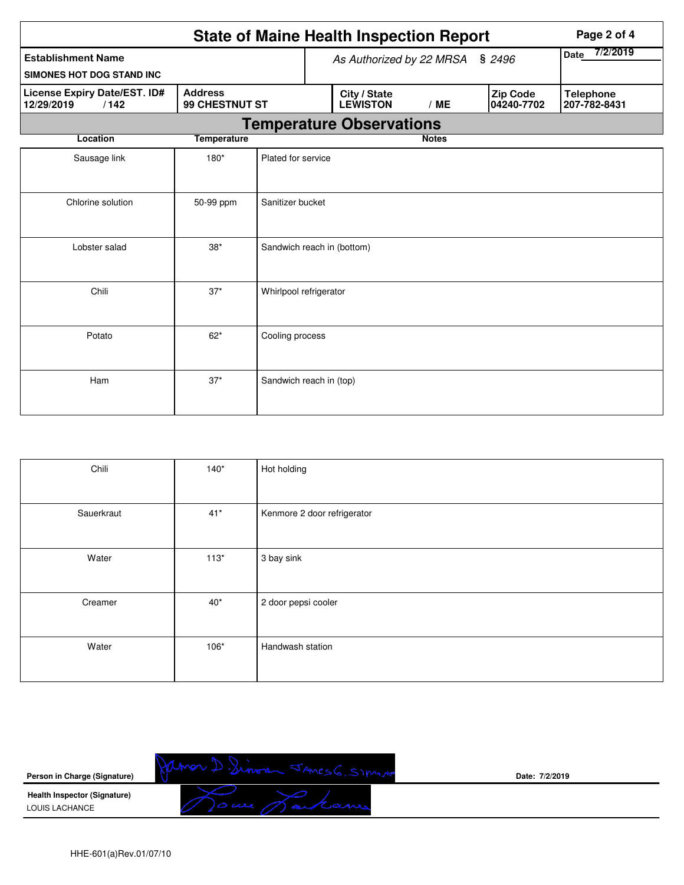# State of Maine Health Inspection Report

| Establishment Name | As Authorized by 22 MRSA § 2496 | | | Date 7/2/2019 |
|---|---|---|---|---|
| SIMONES HOT DOG STAND INC | | | | |
| License Expiry Date/EST. ID# | Address | City / State | Zip Code | Telephone |
| 12/29/2019 / 142 | 99 CHESTNUT ST | LEWISTON / ME | 04240-7702 | 207-782-8431 |

## Temperature Observations

| Location | Temperature | Notes |
|---|---|---|
| Sausage link | 180* | Plated for service |
| Chlorine solution | 50-99 ppm | Sanitizer bucket |
| Lobster salad | 38* | Sandwich reach in (bottom) |
| Chili | 37* | Whirlpool refrigerator |
| Potato | 62* | Cooling process |
| Ham | 37* | Sandwich reach in (top) |
| Chili | 140* | Hot holding |
| Sauerkraut | 41* | Kenmore 2 door refrigerator |
| Water | 113* | 3 bay sink |
| Creamer | 40* | 2 door pepsi cooler |
| Water | 106* | Handwash station |

**Person in Charge (Signature)** James D. Simones JAMES G. SIMONES

Date: 7/2/2019

**Health Inspector (Signature)**
LOUIS LACHANCE

HHE-601(a)Rev.01/07/10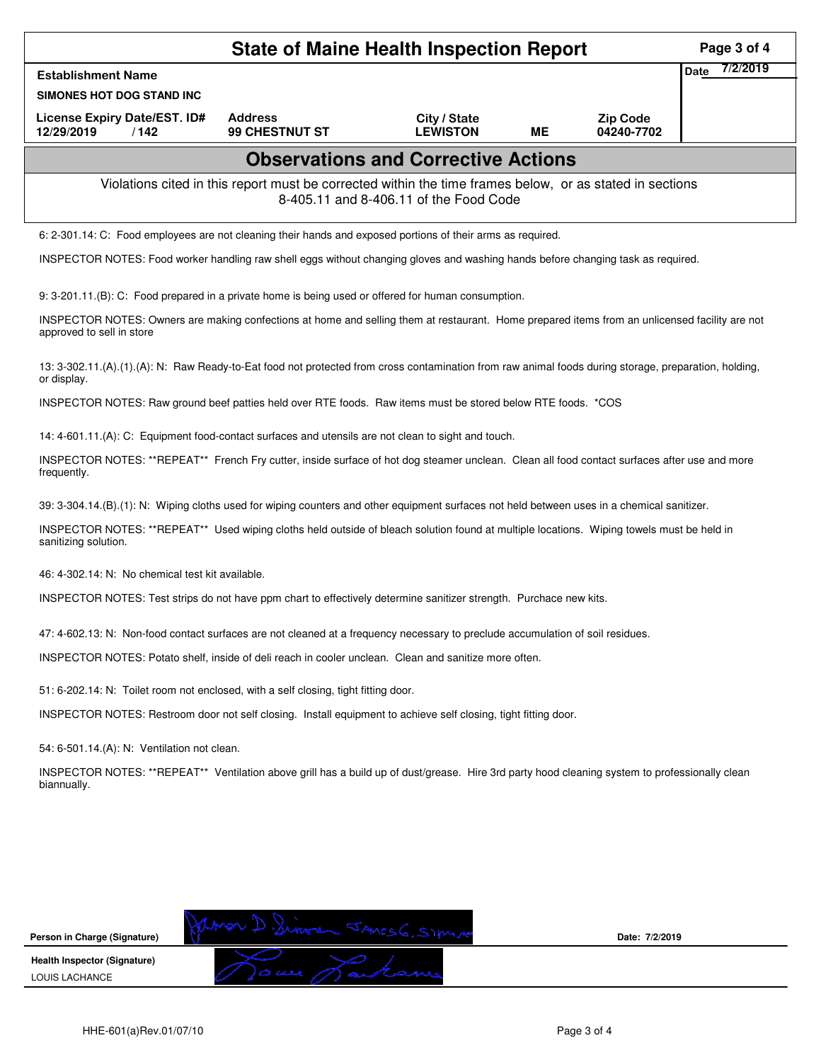# State of Maine Health Inspection Report

| Establishment Name | | | | | Date 7/2/2019 |
|---|---|---|---|---|---|
| SIMONES HOT DOG STAND INC | | | | | |
| License Expiry Date/EST. ID# | Address | City / State | | Zip Code | |
| 12/29/2019 / 142 | 99 CHESTNUT ST | LEWISTON | ME | 04240-7702 | |

## Observations and Corrective Actions

Violations cited in this report must be corrected within the time frames below, or as stated in sections 8-405.11 and 8-406.11 of the Food Code

6: 2-301.14: C: Food employees are not cleaning their hands and exposed portions of their arms as required.

INSPECTOR NOTES: Food worker handling raw shell eggs without changing gloves and washing hands before changing task as required.

9: 3-201.11.(B): C: Food prepared in a private home is being used or offered for human consumption.

INSPECTOR NOTES: Owners are making confections at home and selling them at restaurant. Home prepared items from an unlicensed facility are not approved to sell in store

13: 3-302.11.(A).(1).(A): N: Raw Ready-to-Eat food not protected from cross contamination from raw animal foods during storage, preparation, holding, or display.

INSPECTOR NOTES: Raw ground beef patties held over RTE foods. Raw items must be stored below RTE foods. *COS

14: 4-601.11.(A): C: Equipment food-contact surfaces and utensils are not clean to sight and touch.

INSPECTOR NOTES: **REPEAT** French Fry cutter, inside surface of hot dog steamer unclean. Clean all food contact surfaces after use and more frequently.

39: 3-304.14.(B).(1): N: Wiping cloths used for wiping counters and other equipment surfaces not held between uses in a chemical sanitizer.

INSPECTOR NOTES: **REPEAT** Used wiping cloths held outside of bleach solution found at multiple locations. Wiping towels must be held in sanitizing solution.

46: 4-302.14: N: No chemical test kit available.

INSPECTOR NOTES: Test strips do not have ppm chart to effectively determine sanitizer strength. Purchace new kits.

47: 4-602.13: N: Non-food contact surfaces are not cleaned at a frequency necessary to preclude accumulation of soil residues.

INSPECTOR NOTES: Potato shelf, inside of deli reach in cooler unclean. Clean and sanitize more often.

51: 6-202.14: N: Toilet room not enclosed, with a self closing, tight fitting door.

INSPECTOR NOTES: Restroom door not self closing. Install equipment to achieve self closing, tight fitting door.

54: 6-501.14.(A): N: Ventilation not clean.

INSPECTOR NOTES: **REPEAT** Ventilation above grill has a build up of dust/grease. Hire 3rd party hood cleaning system to professionally clean biannually.

Person in Charge (Signature): James D. Simone JAMES G. SIMONE    Date: 7/2/2019

Health Inspector (Signature): LOUIS LACHANCE

HHE-601(a)Rev.01/07/10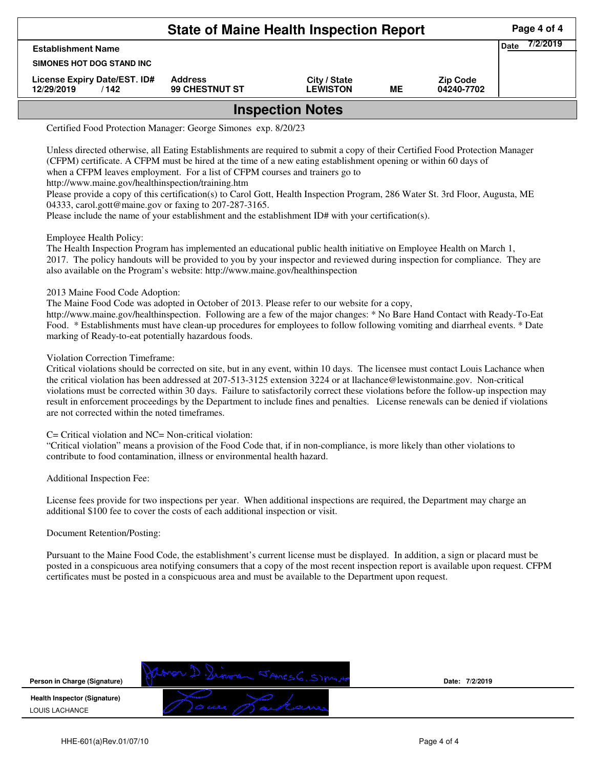# State of Maine Health Inspection Report

| Establishment Name | | | | | Date 7/2/2019 |
|---|---|---|---|---|---|
| SIMONES HOT DOG STAND INC | | | | | |
| License Expiry Date/EST. ID# | Address | City / State | | Zip Code | |
| 12/29/2019 / 142 | 99 CHESTNUT ST | LEWISTON | ME | 04240-7702 | |

## Inspection Notes

Certified Food Protection Manager: George Simones exp. 8/20/23

Unless directed otherwise, all Eating Establishments are required to submit a copy of their Certified Food Protection Manager (CFPM) certificate. A CFPM must be hired at the time of a new eating establishment opening or within 60 days of when a CFPM leaves employment. For a list of CFPM courses and trainers go to http://www.maine.gov/healthinspection/training.htm
Please provide a copy of this certification(s) to Carol Gott, Health Inspection Program, 286 Water St. 3rd Floor, Augusta, ME 04333, carol.gott@maine.gov or faxing to 207-287-3165.
Please include the name of your establishment and the establishment ID# with your certification(s).

Employee Health Policy:
The Health Inspection Program has implemented an educational public health initiative on Employee Health on March 1, 2017. The policy handouts will be provided to you by your inspector and reviewed during inspection for compliance. They are also available on the Program's website: http://www.maine.gov/healthinspection

2013 Maine Food Code Adoption:
The Maine Food Code was adopted in October of 2013. Please refer to our website for a copy, http://www.maine.gov/healthinspection. Following are a few of the major changes: * No Bare Hand Contact with Ready-To-Eat Food. * Establishments must have clean-up procedures for employees to follow following vomiting and diarrheal events. * Date marking of Ready-to-eat potentially hazardous foods.

Violation Correction Timeframe:
Critical violations should be corrected on site, but in any event, within 10 days. The licensee must contact Louis Lachance when the critical violation has been addressed at 207-513-3125 extension 3224 or at llachance@lewistonmaine.gov. Non-critical violations must be corrected within 30 days. Failure to satisfactorily correct these violations before the follow-up inspection may result in enforcement proceedings by the Department to include fines and penalties. License renewals can be denied if violations are not corrected within the noted timeframes.

C= Critical violation and NC= Non-critical violation:
"Critical violation" means a provision of the Food Code that, if in non-compliance, is more likely than other violations to contribute to food contamination, illness or environmental health hazard.

Additional Inspection Fee:

License fees provide for two inspections per year. When additional inspections are required, the Department may charge an additional $100 fee to cover the costs of each additional inspection or visit.

Document Retention/Posting:

Pursuant to the Maine Food Code, the establishment's current license must be displayed. In addition, a sign or placard must be posted in a conspicuous area notifying consumers that a copy of the most recent inspection report is available upon request. CFPM certificates must be posted in a conspicuous area and must be available to the Department upon request.

| | | |
|---|---|---|
| Person in Charge (Signature) | James D. Simones JAMES G. SIMONES | Date: 7/2/2019 |
| Health Inspector (Signature) LOUIS LACHANCE | Louis Lachance | |

HHE-601(a)Rev.01/07/10